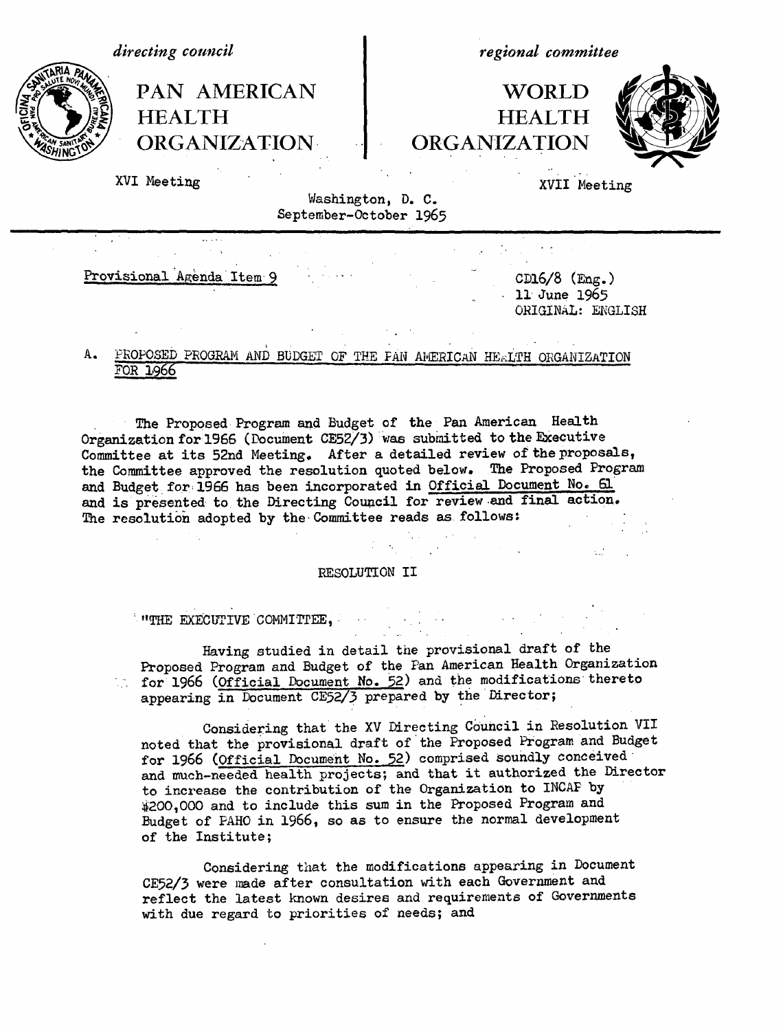*directing council*

# PAN AMERICAN HEALTH ORGANIZATION

XVI Meeting

*regional committee*

# WORLD HEALTH ORGANIZATION

XVII Meeting

Washington, D. C.
September-October 1965

Provisional Agenda Item 9

CD16/8 (Eng.)
11 June 1965
ORIGINAL: ENGLISH

## A. PROPOSED PROGRAM AND BUDGET OF THE PAN AMERICAN HEALTH ORGANIZATION FOR 1966

The Proposed Program and Budget of the Pan American Health Organization for 1966 (Document CE52/3) was submitted to the Executive Committee at its 52nd Meeting. After a detailed review of the proposals, the Committee approved the resolution quoted below. The Proposed Program and Budget for 1966 has been incorporated in Official Document No. 61 and is presented to the Directing Council for review and final action. The resolution adopted by the Committee reads as follows:

RESOLUTION II

"THE EXECUTIVE COMMITTEE,

Having studied in detail the provisional draft of the Proposed Program and Budget of the Pan American Health Organization for 1966 (Official Document No. 52) and the modifications thereto appearing in Document CE52/3 prepared by the Director;

Considering that the XV Directing Council in Resolution VII noted that the provisional draft of the Proposed Program and Budget for 1966 (Official Document No. 52) comprised soundly conceived and much-needed health projects; and that it authorized the Director to increase the contribution of the Organization to INCAP by $200,000 and to include this sum in the Proposed Program and Budget of PAHO in 1966, so as to ensure the normal development of the Institute;

Considering that the modifications appearing in Document CE52/3 were made after consultation with each Government and reflect the latest known desires and requirements of Governments with due regard to priorities of needs; and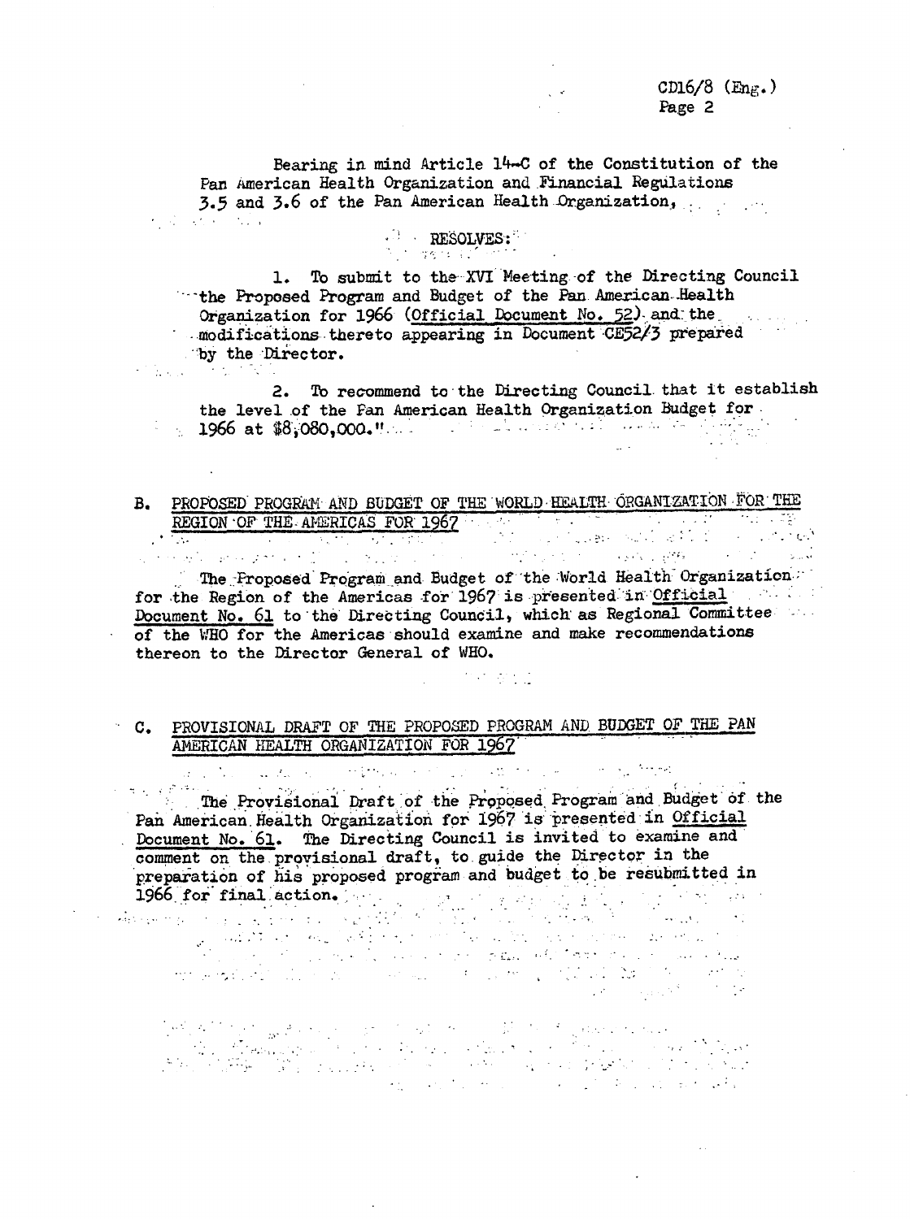Bearing in mind Article 14-C of the Constitution of the Pan American Health Organization and Financial Regulations 3.5 and 3.6 of the Pan American Health Organization,

RESOLVES:

1. To submit to the XVI Meeting of the Directing Council the Proposed Program and Budget of the Pan American Health Organization for 1966 (Official Document No. 52) and the modifications thereto appearing in Document CE52/3 prepared by the Director.

2. To recommend to the Directing Council that it establish the level of the Pan American Health Organization Budget for 1966 at $8,080,000."

## B. PROPOSED PROGRAM AND BUDGET OF THE WORLD HEALTH ORGANIZATION FOR THE REGION OF THE AMERICAS FOR 1967

The Proposed Program and Budget of the World Health Organization for the Region of the Americas for 1967 is presented in Official Document No. 61 to the Directing Council, which as Regional Committee of the WHO for the Americas should examine and make recommendations thereon to the Director General of WHO.

## C. PROVISIONAL DRAFT OF THE PROPOSED PROGRAM AND BUDGET OF THE PAN AMERICAN HEALTH ORGANIZATION FOR 1967

The Provisional Draft of the Proposed Program and Budget of the Pan American Health Organization for 1967 is presented in Official Document No. 61. The Directing Council is invited to examine and comment on the provisional draft, to guide the Director in the preparation of his proposed program and budget to be resubmitted in 1966 for final action.